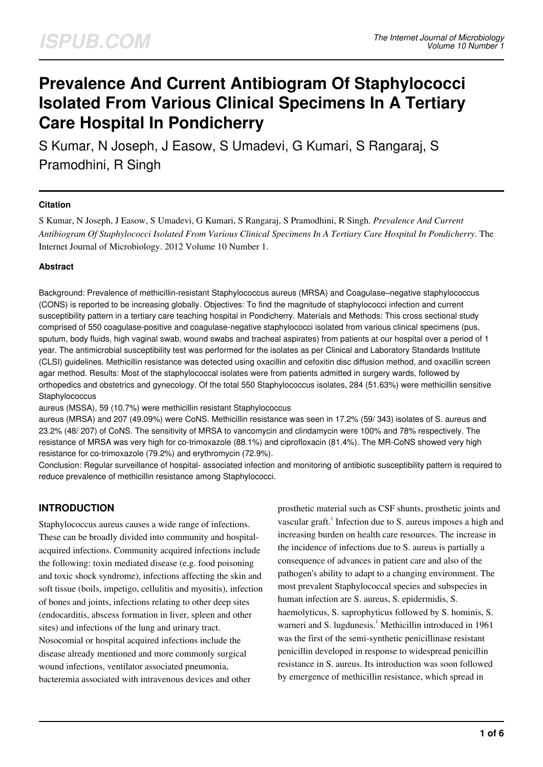# Prevalence And Current Antibiogram Of Staphylococci Isolated From Various Clinical Specimens In A Tertiary Care Hospital In Pondicherry

S Kumar, N Joseph, J Easow, S Umadevi, G Kumari, S Rangaraj, S Pramodhini, R Singh

#### Citation

S Kumar, N Joseph, J Easow, S Umadevi, G Kumari, S Rangaraj, S Pramodhini, R Singh. *Prevalence And Current Antibiogram Of Staphylococci Isolated From Various Clinical Specimens In A Tertiary Care Hospital In Pondicherry*. The Internet Journal of Microbiology. 2012 Volume 10 Number 1.

#### Abstract

Background: Prevalence of methicillin-resistant Staphylococcus aureus (MRSA) and Coagulase–negative staphylococcus (CONS) is reported to be increasing globally. Objectives: To find the magnitude of staphylococci infection and current susceptibility pattern in a tertiary care teaching hospital in Pondicherry. Materials and Methods: This cross sectional study comprised of 550 coagulase-positive and coagulase-negative staphylococci isolated from various clinical specimens (pus, sputum, body fluids, high vaginal swab, wound swabs and tracheal aspirates) from patients at our hospital over a period of 1 year. The antimicrobial susceptibility test was performed for the isolates as per Clinical and Laboratory Standards Institute (CLSI) guidelines. Methicillin resistance was detected using oxacillin and cefoxitin disc diffusion method, and oxacillin screen agar method. Results: Most of the staphylococcal isolates were from patients admitted in surgery wards, followed by orthopedics and obstetrics and gynecology. Of the total 550 Staphylococcus isolates, 284 (51.63%) were methicillin sensitive Staphylococcus aureus (MSSA), 59 (10.7%) were methicillin resistant Staphylococcus aureus (MRSA) and 207 (49.09%) were CoNS. Methicillin resistance was seen in 17.2% (59/ 343) isolates of S. aureus and 23.2% (48/ 207) of CoNS. The sensitivity of MRSA to vancomycin and clindamycin were 100% and 78% respectively. The resistance of MRSA was very high for co-trimoxazole (88.1%) and ciprofloxacin (81.4%). The MR-CoNS showed very high resistance for co-trimoxazole (79.2%) and erythromycin (72.9%).

Conclusion: Regular surveillance of hospital- associated infection and monitoring of antibiotic susceptibility pattern is required to reduce prevalence of methicillin resistance among Staphylococci.

## INTRODUCTION

Staphylococcus aureus causes a wide range of infections. These can be broadly divided into community and hospital-acquired infections. Community acquired infections include the following: toxin mediated disease (e.g. food poisoning and toxic shock syndrome), infections affecting the skin and soft tissue (boils, impetigo, cellulitis and myositis), infection of bones and joints, infections relating to other deep sites (endocarditis, abscess formation in liver, spleen and other sites) and infections of the lung and urinary tract. Nosocomial or hospital acquired infections include the disease already mentioned and more commonly surgical wound infections, ventilator associated pneumonia, bacteremia associated with intravenous devices and other prosthetic material such as CSF shunts, prosthetic joints and vascular graft.[1] Infection due to S. aureus imposes a high and increasing burden on health care resources. The increase in the incidence of infections due to S. aureus is partially a consequence of advances in patient care and also of the pathogen's ability to adapt to a changing environment. The most prevalent Staphylococcal species and subspecies in human infection are S. aureus, S. epidermidis, S. haemolyticus, S. saprophyticus followed by S. hominis, S. warneri and S. lugdunesis.[1] Methicillin introduced in 1961 was the first of the semi-synthetic penicillinase resistant penicillin developed in response to widespread penicillin resistance in S. aureus. Its introduction was soon followed by emergence of methicillin resistance, which spread in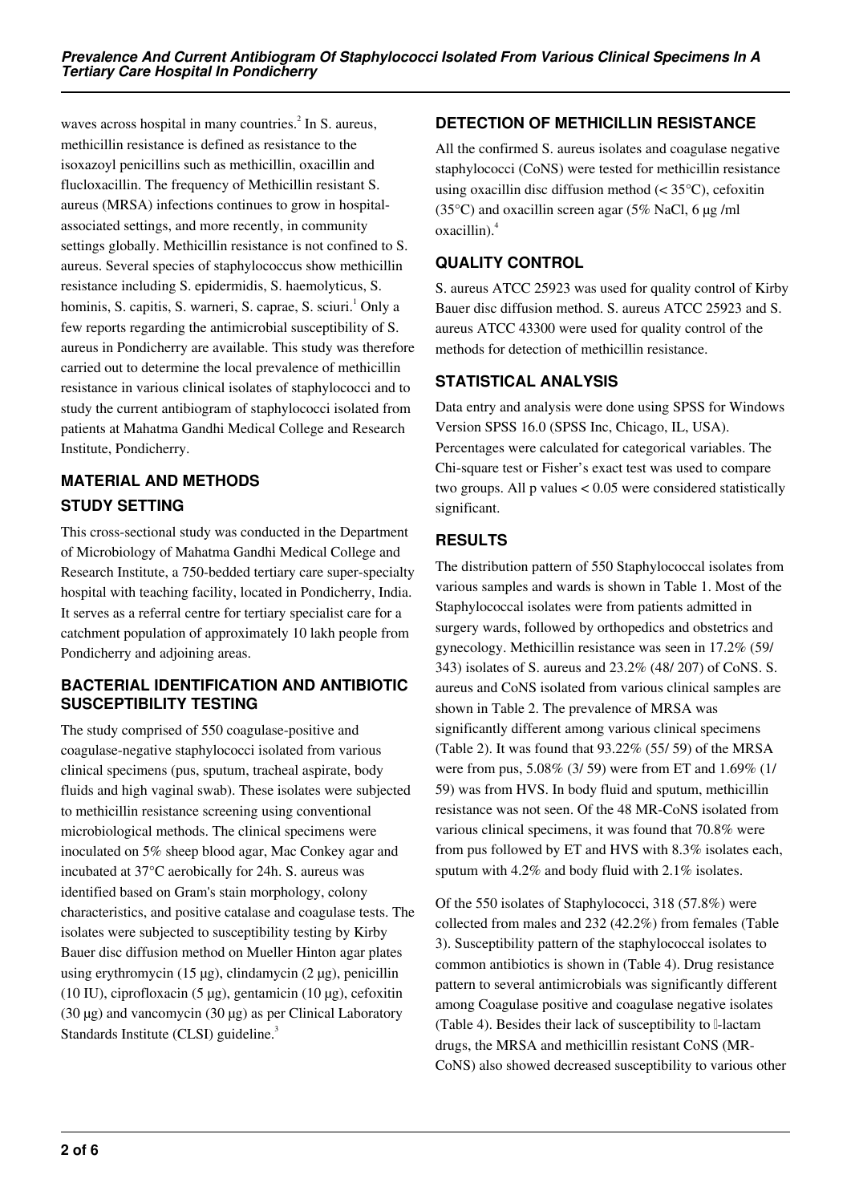waves across hospital in many countries.[2] In S. aureus, methicillin resistance is defined as resistance to the isoxazoyl penicillins such as methicillin, oxacillin and flucloxacillin. The frequency of Methicillin resistant S. aureus (MRSA) infections continues to grow in hospital-associated settings, and more recently, in community settings globally. Methicillin resistance is not confined to S. aureus. Several species of staphylococcus show methicillin resistance including S. epidermidis, S. haemolyticus, S. hominis, S. capitis, S. warneri, S. caprae, S. sciuri.[1] Only a few reports regarding the antimicrobial susceptibility of S. aureus in Pondicherry are available. This study was therefore carried out to determine the local prevalence of methicillin resistance in various clinical isolates of staphylococci and to study the current antibiogram of staphylococci isolated from patients at Mahatma Gandhi Medical College and Research Institute, Pondicherry.

## MATERIAL AND METHODS

### STUDY SETTING

This cross-sectional study was conducted in the Department of Microbiology of Mahatma Gandhi Medical College and Research Institute, a 750-bedded tertiary care super-specialty hospital with teaching facility, located in Pondicherry, India. It serves as a referral centre for tertiary specialist care for a catchment population of approximately 10 lakh people from Pondicherry and adjoining areas.

### BACTERIAL IDENTIFICATION AND ANTIBIOTIC SUSCEPTIBILITY TESTING

The study comprised of 550 coagulase-positive and coagulase-negative staphylococci isolated from various clinical specimens (pus, sputum, tracheal aspirate, body fluids and high vaginal swab). These isolates were subjected to methicillin resistance screening using conventional microbiological methods. The clinical specimens were inoculated on 5% sheep blood agar, Mac Conkey agar and incubated at 37°C aerobically for 24h. S. aureus was identified based on Gram's stain morphology, colony characteristics, and positive catalase and coagulase tests. The isolates were subjected to susceptibility testing by Kirby Bauer disc diffusion method on Mueller Hinton agar plates using erythromycin (15 µg), clindamycin (2 µg), penicillin (10 IU), ciprofloxacin (5 µg), gentamicin (10 µg), cefoxitin (30 µg) and vancomycin (30 µg) as per Clinical Laboratory Standards Institute (CLSI) guideline.[3]

### DETECTION OF METHICILLIN RESISTANCE

All the confirmed S. aureus isolates and coagulase negative staphylococci (CoNS) were tested for methicillin resistance using oxacillin disc diffusion method (< 35°C), cefoxitin (35°C) and oxacillin screen agar (5% NaCl, 6 µg /ml oxacillin).[4]

### QUALITY CONTROL

S. aureus ATCC 25923 was used for quality control of Kirby Bauer disc diffusion method. S. aureus ATCC 25923 and S. aureus ATCC 43300 were used for quality control of the methods for detection of methicillin resistance.

### STATISTICAL ANALYSIS

Data entry and analysis were done using SPSS for Windows Version SPSS 16.0 (SPSS Inc, Chicago, IL, USA). Percentages were calculated for categorical variables. The Chi-square test or Fisher's exact test was used to compare two groups. All p values < 0.05 were considered statistically significant.

## RESULTS

The distribution pattern of 550 Staphylococcal isolates from various samples and wards is shown in Table 1. Most of the Staphylococcal isolates were from patients admitted in surgery wards, followed by orthopedics and obstetrics and gynecology. Methicillin resistance was seen in 17.2% (59/ 343) isolates of S. aureus and 23.2% (48/ 207) of CoNS. S. aureus and CoNS isolated from various clinical samples are shown in Table 2. The prevalence of MRSA was significantly different among various clinical specimens (Table 2). It was found that 93.22% (55/ 59) of the MRSA were from pus, 5.08% (3/ 59) were from ET and 1.69% (1/ 59) was from HVS. In body fluid and sputum, methicillin resistance was not seen. Of the 48 MR-CoNS isolated from various clinical specimens, it was found that 70.8% were from pus followed by ET and HVS with 8.3% isolates each, sputum with 4.2% and body fluid with 2.1% isolates.

Of the 550 isolates of Staphylococci, 318 (57.8%) were collected from males and 232 (42.2%) from females (Table 3). Susceptibility pattern of the staphylococcal isolates to common antibiotics is shown in (Table 4). Drug resistance pattern to several antimicrobials was significantly different among Coagulase positive and coagulase negative isolates (Table 4). Besides their lack of susceptibility to β-lactam drugs, the MRSA and methicillin resistant CoNS (MR-CoNS) also showed decreased susceptibility to various other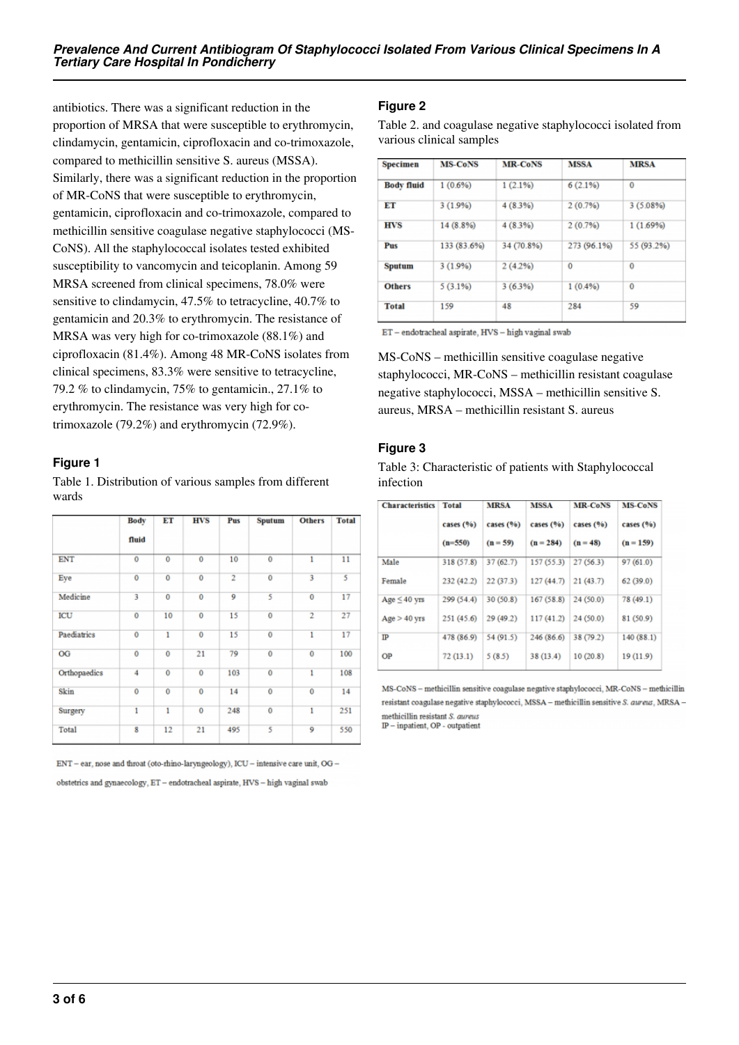antibiotics. There was a significant reduction in the proportion of MRSA that were susceptible to erythromycin, clindamycin, gentamicin, ciprofloxacin and co-trimoxazole, compared to methicillin sensitive S. aureus (MSSA). Similarly, there was a significant reduction in the proportion of MR-CoNS that were susceptible to erythromycin, gentamicin, ciprofloxacin and co-trimoxazole, compared to methicillin sensitive coagulase negative staphylococci (MS-CoNS). All the staphylococcal isolates tested exhibited susceptibility to vancomycin and teicoplanin. Among 59 MRSA screened from clinical specimens, 78.0% were sensitive to clindamycin, 47.5% to tetracycline, 40.7% to gentamicin and 20.3% to erythromycin. The resistance of MRSA was very high for co-trimoxazole (88.1%) and ciprofloxacin (81.4%). Among 48 MR-CoNS isolates from clinical specimens, 83.3% were sensitive to tetracycline, 79.2 % to clindamycin, 75% to gentamicin., 27.1% to erythromycin. The resistance was very high for co-trimoxazole (79.2%) and erythromycin (72.9%).

### Figure 1

Table 1. Distribution of various samples from different wards

| | Body fluid | ET | HVS | Pus | Sputum | Others | Total |
|---|---|---|---|---|---|---|---|
| ENT | 0 | 0 | 0 | 10 | 0 | 1 | 11 |
| Eye | 0 | 0 | 0 | 2 | 0 | 3 | 5 |
| Medicine | 3 | 0 | 0 | 9 | 5 | 0 | 17 |
| ICU | 0 | 10 | 0 | 15 | 0 | 2 | 27 |
| Paediatrics | 0 | 1 | 0 | 15 | 0 | 1 | 17 |
| OG | 0 | 0 | 21 | 79 | 0 | 0 | 100 |
| Orthopaedics | 4 | 0 | 0 | 103 | 0 | 1 | 108 |
| Skin | 0 | 0 | 0 | 14 | 0 | 0 | 14 |
| Surgery | 1 | 1 | 0 | 248 | 0 | 1 | 251 |
| Total | 8 | 12 | 21 | 495 | 5 | 9 | 550 |

ENT – ear, nose and throat (oto-rhino-laryngeology), ICU – intensive care unit, OG – obstetrics and gynaecology, ET – endotracheal aspirate, HVS – high vaginal swab

### Figure 2

Table 2. and coagulase negative staphylococci isolated from various clinical samples

| Specimen | MS-CoNS | MR-CoNS | MSSA | MRSA |
|---|---|---|---|---|
| Body fluid | 1 (0.6%) | 1 (2.1%) | 6 (2.1%) | 0 |
| ET | 3 (1.9%) | 4 (8.3%) | 2 (0.7%) | 3 (5.08%) |
| HVS | 14 (8.8%) | 4 (8.3%) | 2 (0.7%) | 1 (1.69%) |
| Pus | 133 (83.6%) | 34 (70.8%) | 273 (96.1%) | 55 (93.2%) |
| Sputum | 3 (1.9%) | 2 (4.2%) | 0 | 0 |
| Others | 5 (3.1%) | 3 (6.3%) | 1 (0.4%) | 0 |
| Total | 159 | 48 | 284 | 59 |

ET – endotracheal aspirate, HVS – high vaginal swab

MS-CoNS – methicillin sensitive coagulase negative staphylococci, MR-CoNS – methicillin resistant coagulase negative staphylococci, MSSA – methicillin sensitive S. aureus, MRSA – methicillin resistant S. aureus

### Figure 3

Table 3: Characteristic of patients with Staphylococcal infection

| Characteristics | Total cases (%) (n=550) | MRSA cases (%) (n = 59) | MSSA cases (%) (n = 284) | MR-CoNS cases (%) (n = 48) | MS-CoNS cases (%) (n = 159) |
|---|---|---|---|---|---|
| Male | 318 (57.8) | 37 (62.7) | 157 (55.3) | 27 (56.3) | 97 (61.0) |
| Female | 232 (42.2) | 22 (37.3) | 127 (44.7) | 21 (43.7) | 62 (39.0) |
| Age ≤ 40 yrs | 299 (54.4) | 30 (50.8) | 167 (58.8) | 24 (50.0) | 78 (49.1) |
| Age > 40 yrs | 251 (45.6) | 29 (49.2) | 117 (41.2) | 24 (50.0) | 81 (50.9) |
| IP | 478 (86.9) | 54 (91.5) | 246 (86.6) | 38 (79.2) | 140 (88.1) |
| OP | 72 (13.1) | 5 (8.5) | 38 (13.4) | 10 (20.8) | 19 (11.9) |

MS-CoNS – methicillin sensitive coagulase negative staphylococci, MR-CoNS – methicillin resistant coagulase negative staphylococci, MSSA – methicillin sensitive *S. aureus*, MRSA – methicillin resistant *S. aureus*
IP – inpatient, OP - outpatient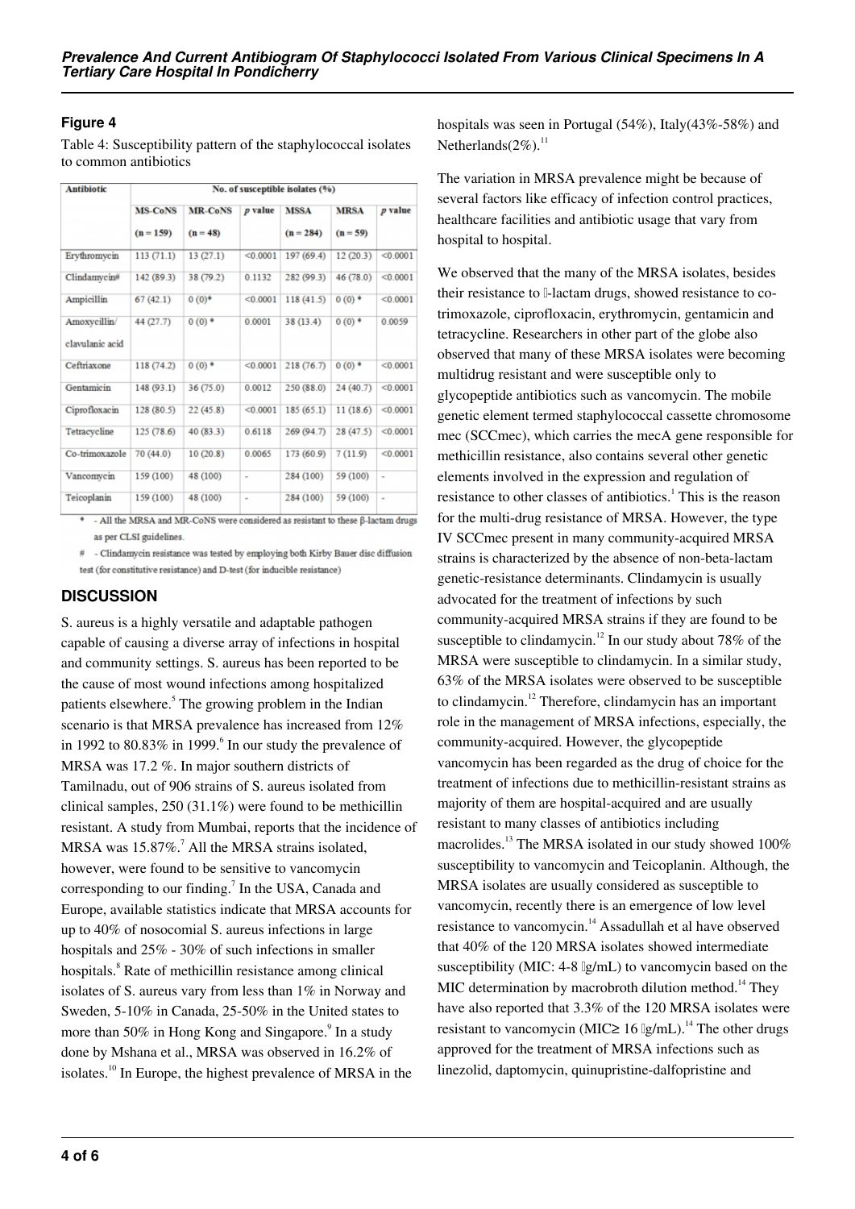## Figure 4

Table 4: Susceptibility pattern of the staphylococcal isolates to common antibiotics

| Antibiotic | No. of susceptible isolates (%) | | | | | |
|---|---|---|---|---|---|---|
| | MS-CoNS (n = 159) | MR-CoNS (n = 48) | *p* value | MSSA (n = 284) | MRSA (n = 59) | *p* value |
| Erythromycin | 113 (71.1) | 13 (27.1) | <0.0001 | 197 (69.4) | 12 (20.3) | <0.0001 |
| Clindamycin# | 142 (89.3) | 38 (79.2) | 0.1132 | 282 (99.3) | 46 (78.0) | <0.0001 |
| Ampicillin | 67 (42.1) | 0 (0)* | <0.0001 | 118 (41.5) | 0 (0) * | <0.0001 |
| Amoxycillin/ clavulanic acid | 44 (27.7) | 0 (0) * | 0.0001 | 38 (13.4) | 0 (0) * | 0.0059 |
| Ceftriaxone | 118 (74.2) | 0 (0) * | <0.0001 | 218 (76.7) | 0 (0) * | <0.0001 |
| Gentamicin | 148 (93.1) | 36 (75.0) | 0.0012 | 250 (88.0) | 24 (40.7) | <0.0001 |
| Ciprofloxacin | 128 (80.5) | 22 (45.8) | <0.0001 | 185 (65.1) | 11 (18.6) | <0.0001 |
| Tetracycline | 125 (78.6) | 40 (83.3) | 0.6118 | 269 (94.7) | 28 (47.5) | <0.0001 |
| Co-trimoxazole | 70 (44.0) | 10 (20.8) | 0.0065 | 173 (60.9) | 7 (11.9) | <0.0001 |
| Vancomycin | 159 (100) | 48 (100) | - | 284 (100) | 59 (100) | - |
| Teicoplanin | 159 (100) | 48 (100) | - | 284 (100) | 59 (100) | - |

\* - All the MRSA and MR-CoNS were considered as resistant to these β-lactam drugs as per CLSI guidelines.

\# - Clindamycin resistance was tested by employing both Kirby Bauer disc diffusion test (for constitutive resistance) and D-test (for inducible resistance)

## DISCUSSION

S. aureus is a highly versatile and adaptable pathogen capable of causing a diverse array of infections in hospital and community settings. S. aureus has been reported to be the cause of most wound infections among hospitalized patients elsewhere.[5] The growing problem in the Indian scenario is that MRSA prevalence has increased from 12% in 1992 to 80.83% in 1999.[6] In our study the prevalence of MRSA was 17.2 %. In major southern districts of Tamilnadu, out of 906 strains of S. aureus isolated from clinical samples, 250 (31.1%) were found to be methicillin resistant. A study from Mumbai, reports that the incidence of MRSA was 15.87%.[7] All the MRSA strains isolated, however, were found to be sensitive to vancomycin corresponding to our finding.[7] In the USA, Canada and Europe, available statistics indicate that MRSA accounts for up to 40% of nosocomial S. aureus infections in large hospitals and 25% - 30% of such infections in smaller hospitals.[8] Rate of methicillin resistance among clinical isolates of S. aureus vary from less than 1% in Norway and Sweden, 5-10% in Canada, 25-50% in the United states to more than 50% in Hong Kong and Singapore.[9] In a study done by Mshana et al., MRSA was observed in 16.2% of isolates.[10] In Europe, the highest prevalence of MRSA in the hospitals was seen in Portugal (54%), Italy(43%-58%) and Netherlands(2%).[11]

The variation in MRSA prevalence might be because of several factors like efficacy of infection control practices, healthcare facilities and antibiotic usage that vary from hospital to hospital.

We observed that the many of the MRSA isolates, besides their resistance to β-lactam drugs, showed resistance to co-trimoxazole, ciprofloxacin, erythromycin, gentamicin and tetracycline. Researchers in other part of the globe also observed that many of these MRSA isolates were becoming multidrug resistant and were susceptible only to glycopeptide antibiotics such as vancomycin. The mobile genetic element termed staphylococcal cassette chromosome mec (SCCmec), which carries the mecA gene responsible for methicillin resistance, also contains several other genetic elements involved in the expression and regulation of resistance to other classes of antibiotics.[1] This is the reason for the multi-drug resistance of MRSA. However, the type IV SCCmec present in many community-acquired MRSA strains is characterized by the absence of non-beta-lactam genetic-resistance determinants. Clindamycin is usually advocated for the treatment of infections by such community-acquired MRSA strains if they are found to be susceptible to clindamycin.[12] In our study about 78% of the MRSA were susceptible to clindamycin. In a similar study, 63% of the MRSA isolates were observed to be susceptible to clindamycin.[12] Therefore, clindamycin has an important role in the management of MRSA infections, especially, the community-acquired. However, the glycopeptide vancomycin has been regarded as the drug of choice for the treatment of infections due to methicillin-resistant strains as majority of them are hospital-acquired and are usually resistant to many classes of antibiotics including macrolides.[13] The MRSA isolated in our study showed 100% susceptibility to vancomycin and Teicoplanin. Although, the MRSA isolates are usually considered as susceptible to vancomycin, recently there is an emergence of low level resistance to vancomycin.[14] Assadullah et al have observed that 40% of the 120 MRSA isolates showed intermediate susceptibility (MIC: 4-8 μg/mL) to vancomycin based on the MIC determination by macrobroth dilution method.[14] They have also reported that 3.3% of the 120 MRSA isolates were resistant to vancomycin (MIC≥ 16 μg/mL).[14] The other drugs approved for the treatment of MRSA infections such as linezolid, daptomycin, quinupristine-dalfopristine and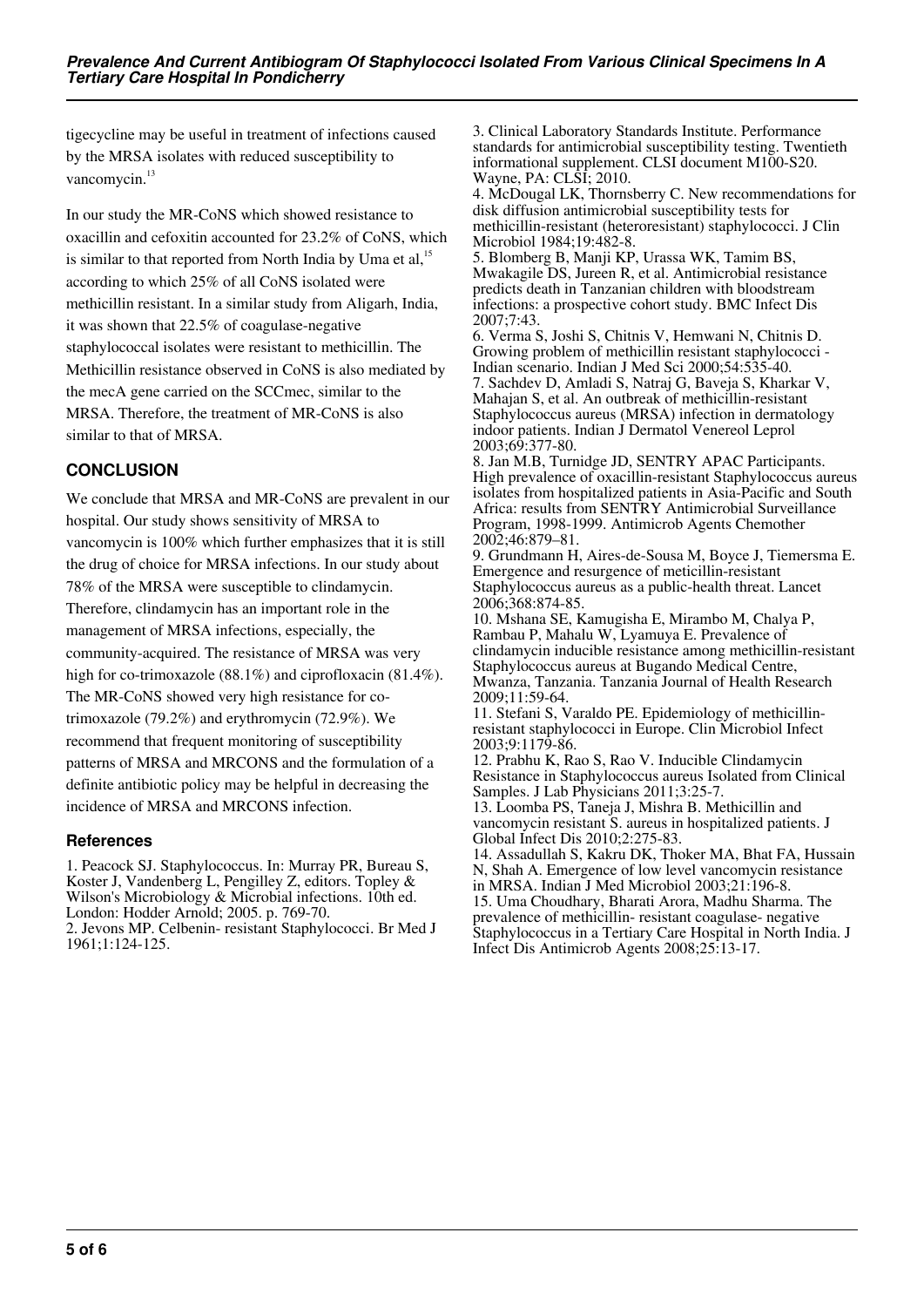tigecycline may be useful in treatment of infections caused by the MRSA isolates with reduced susceptibility to vancomycin.[13]

In our study the MR-CoNS which showed resistance to oxacillin and cefoxitin accounted for 23.2% of CoNS, which is similar to that reported from North India by Uma et al,[15] according to which 25% of all CoNS isolated were methicillin resistant. In a similar study from Aligarh, India, it was shown that 22.5% of coagulase-negative staphylococcal isolates were resistant to methicillin. The Methicillin resistance observed in CoNS is also mediated by the mecA gene carried on the SCCmec, similar to the MRSA. Therefore, the treatment of MR-CoNS is also similar to that of MRSA.

## CONCLUSION

We conclude that MRSA and MR-CoNS are prevalent in our hospital. Our study shows sensitivity of MRSA to vancomycin is 100% which further emphasizes that it is still the drug of choice for MRSA infections. In our study about 78% of the MRSA were susceptible to clindamycin. Therefore, clindamycin has an important role in the management of MRSA infections, especially, the community-acquired. The resistance of MRSA was very high for co-trimoxazole (88.1%) and ciprofloxacin (81.4%). The MR-CoNS showed very high resistance for co-trimoxazole (79.2%) and erythromycin (72.9%). We recommend that frequent monitoring of susceptibility patterns of MRSA and MRCONS and the formulation of a definite antibiotic policy may be helpful in decreasing the incidence of MRSA and MRCONS infection.

### References

1. Peacock SJ. Staphylococcus. In: Murray PR, Bureau S, Koster J, Vandenberg L, Pengilley Z, editors. Topley & Wilson's Microbiology & Microbial infections. 10th ed. London: Hodder Arnold; 2005. p. 769-70.
2. Jevons MP. Celbenin- resistant Staphylococci. Br Med J 1961;1:124-125.
3. Clinical Laboratory Standards Institute. Performance standards for antimicrobial susceptibility testing. Twentieth informational supplement. CLSI document M100-S20. Wayne, PA: CLSI; 2010.
4. McDougal LK, Thornsberry C. New recommendations for disk diffusion antimicrobial susceptibility tests for methicillin-resistant (heteroresistant) staphylococci. J Clin Microbiol 1984;19:482-8.
5. Blomberg B, Manji KP, Urassa WK, Tamim BS, Mwakagile DS, Jureen R, et al. Antimicrobial resistance predicts death in Tanzanian children with bloodstream infections: a prospective cohort study. BMC Infect Dis 2007;7:43.
6. Verma S, Joshi S, Chitnis V, Hemwani N, Chitnis D. Growing problem of methicillin resistant staphylococci - Indian scenario. Indian J Med Sci 2000;54:535-40.
7. Sachdev D, Amladi S, Natraj G, Baveja S, Kharkar V, Mahajan S, et al. An outbreak of methicillin-resistant Staphylococcus aureus (MRSA) infection in dermatology indoor patients. Indian J Dermatol Venereol Leprol 2003;69:377-80.
8. Jan M.B, Turnidge JD, SENTRY APAC Participants. High prevalence of oxacillin-resistant Staphylococcus aureus isolates from hospitalized patients in Asia-Pacific and South Africa: results from SENTRY Antimicrobial Surveillance Program, 1998-1999. Antimicrob Agents Chemother 2002;46:879–81.
9. Grundmann H, Aires-de-Sousa M, Boyce J, Tiemersma E. Emergence and resurgence of meticillin-resistant Staphylococcus aureus as a public-health threat. Lancet 2006;368:874-85.
10. Mshana SE, Kamugisha E, Mirambo M, Chalya P, Rambau P, Mahalu W, Lyamuya E. Prevalence of clindamycin inducible resistance among methicillin-resistant Staphylococcus aureus at Bugando Medical Centre, Mwanza, Tanzania. Tanzania Journal of Health Research 2009;11:59-64.
11. Stefani S, Varaldo PE. Epidemiology of methicillin-resistant staphylococci in Europe. Clin Microbiol Infect 2003;9:1179-86.
12. Prabhu K, Rao S, Rao V. Inducible Clindamycin Resistance in Staphylococcus aureus Isolated from Clinical Samples. J Lab Physicians 2011;3:25-7.
13. Loomba PS, Taneja J, Mishra B. Methicillin and vancomycin resistant S. aureus in hospitalized patients. J Global Infect Dis 2010;2:275-83.
14. Assadullah S, Kakru DK, Thoker MA, Bhat FA, Hussain N, Shah A. Emergence of low level vancomycin resistance in MRSA. Indian J Med Microbiol 2003;21:196-8.
15. Uma Choudhary, Bharati Arora, Madhu Sharma. The prevalence of methicillin- resistant coagulase- negative Staphylococcus in a Tertiary Care Hospital in North India. J Infect Dis Antimicrob Agents 2008;25:13-17.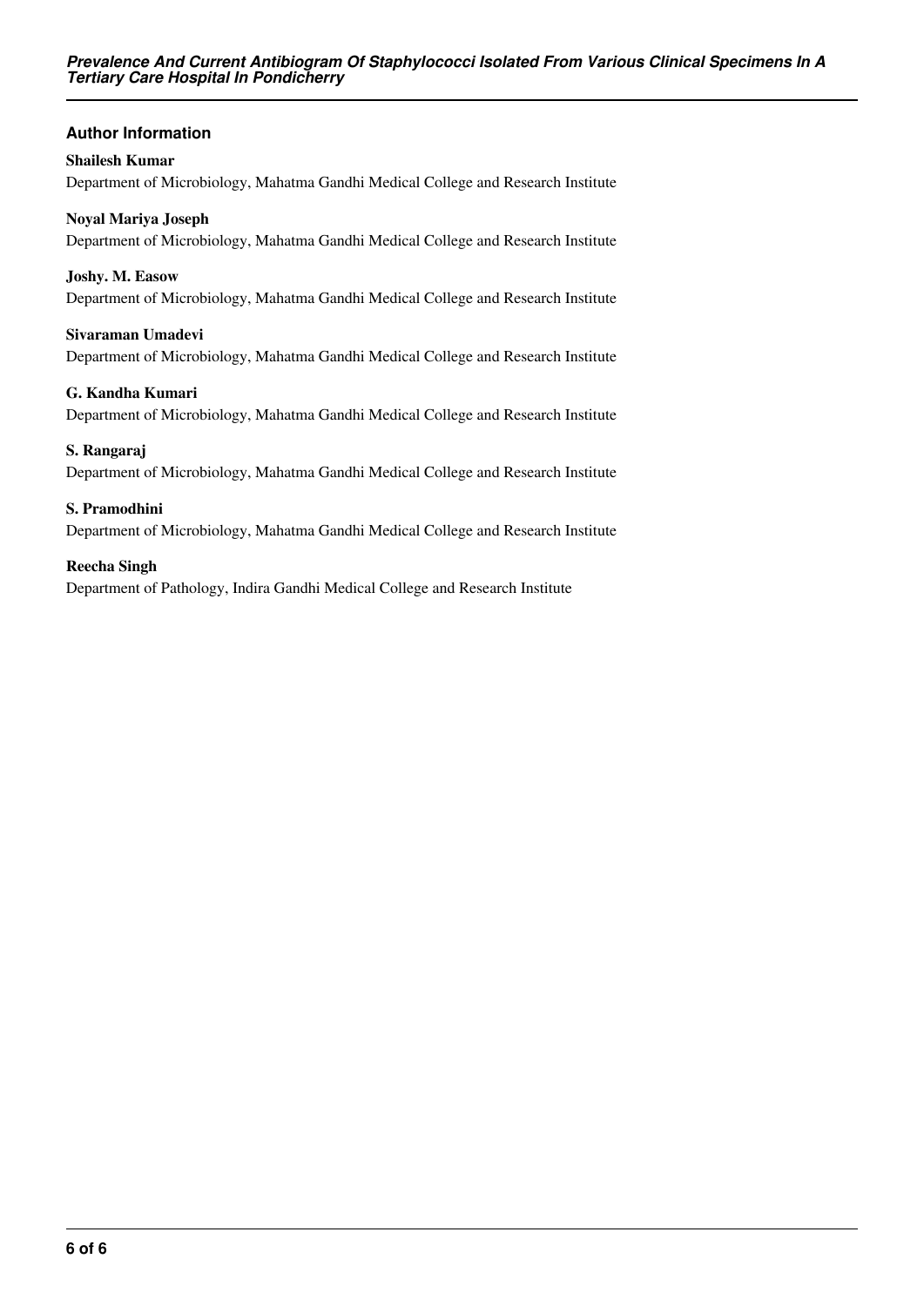## Author Information

**Shailesh Kumar**
Department of Microbiology, Mahatma Gandhi Medical College and Research Institute

**Noyal Mariya Joseph**
Department of Microbiology, Mahatma Gandhi Medical College and Research Institute

**Joshy. M. Easow**
Department of Microbiology, Mahatma Gandhi Medical College and Research Institute

**Sivaraman Umadevi**
Department of Microbiology, Mahatma Gandhi Medical College and Research Institute

**G. Kandha Kumari**
Department of Microbiology, Mahatma Gandhi Medical College and Research Institute

**S. Rangaraj**
Department of Microbiology, Mahatma Gandhi Medical College and Research Institute

**S. Pramodhini**
Department of Microbiology, Mahatma Gandhi Medical College and Research Institute

**Reecha Singh**
Department of Pathology, Indira Gandhi Medical College and Research Institute